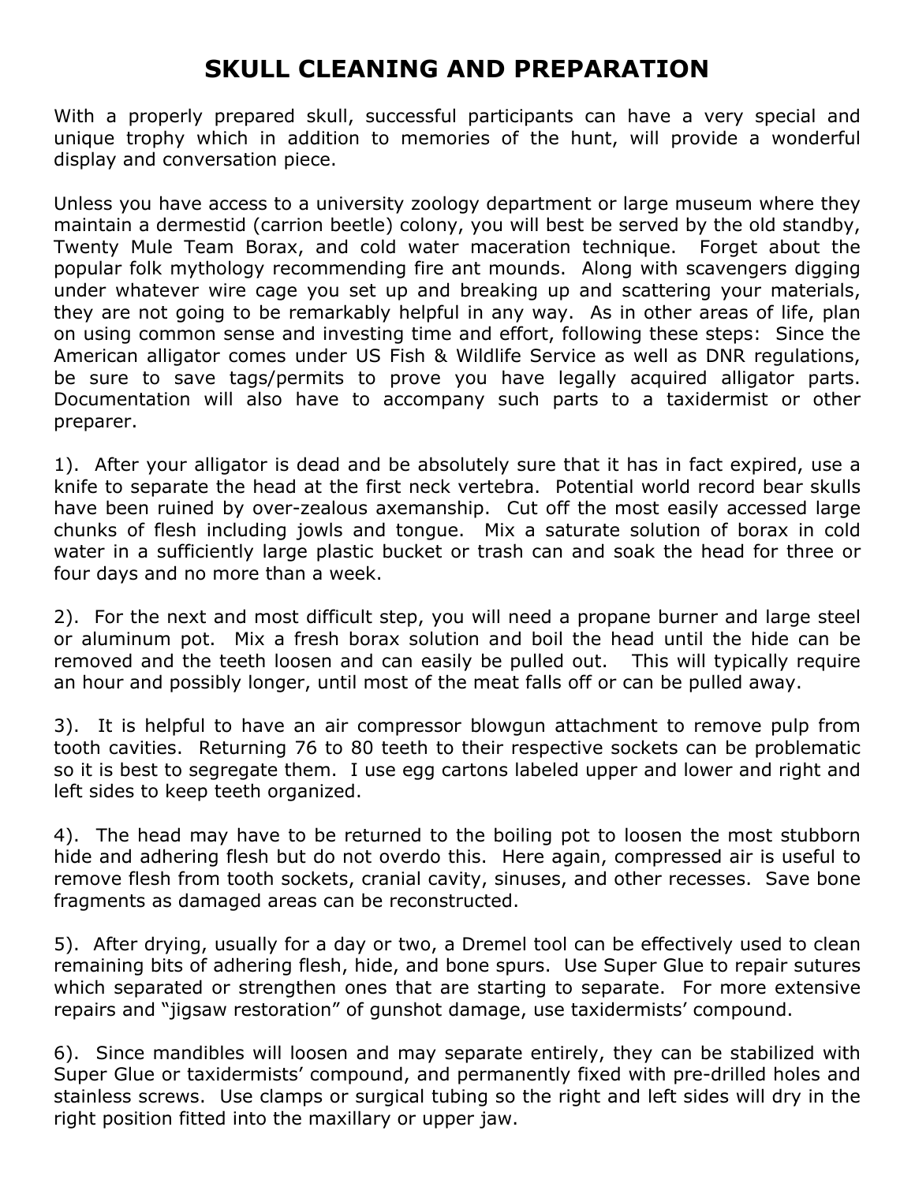# SKULL CLEANING AND PREPARATION

With a properly prepared skull, successful participants can have a very special and unique trophy which in addition to memories of the hunt, will provide a wonderful display and conversation piece.

Unless you have access to a university zoology department or large museum where they maintain a dermestid (carrion beetle) colony, you will best be served by the old standby, Twenty Mule Team Borax, and cold water maceration technique. Forget about the popular folk mythology recommending fire ant mounds. Along with scavengers digging under whatever wire cage you set up and breaking up and scattering your materials, they are not going to be remarkably helpful in any way. As in other areas of life, plan on using common sense and investing time and effort, following these steps: Since the American alligator comes under US Fish & Wildlife Service as well as DNR regulations, be sure to save tags/permits to prove you have legally acquired alligator parts. Documentation will also have to accompany such parts to a taxidermist or other preparer.

1). After your alligator is dead and be absolutely sure that it has in fact expired, use a knife to separate the head at the first neck vertebra. Potential world record bear skulls have been ruined by over-zealous axemanship. Cut off the most easily accessed large chunks of flesh including jowls and tongue. Mix a saturate solution of borax in cold water in a sufficiently large plastic bucket or trash can and soak the head for three or four days and no more than a week.

2). For the next and most difficult step, you will need a propane burner and large steel or aluminum pot. Mix a fresh borax solution and boil the head until the hide can be removed and the teeth loosen and can easily be pulled out. This will typically require an hour and possibly longer, until most of the meat falls off or can be pulled away.

3). It is helpful to have an air compressor blowgun attachment to remove pulp from tooth cavities. Returning 76 to 80 teeth to their respective sockets can be problematic so it is best to segregate them. I use egg cartons labeled upper and lower and right and left sides to keep teeth organized.

4). The head may have to be returned to the boiling pot to loosen the most stubborn hide and adhering flesh but do not overdo this. Here again, compressed air is useful to remove flesh from tooth sockets, cranial cavity, sinuses, and other recesses. Save bone fragments as damaged areas can be reconstructed.

5). After drying, usually for a day or two, a Dremel tool can be effectively used to clean remaining bits of adhering flesh, hide, and bone spurs. Use Super Glue to repair sutures which separated or strengthen ones that are starting to separate. For more extensive repairs and "jigsaw restoration" of gunshot damage, use taxidermists' compound.

6). Since mandibles will loosen and may separate entirely, they can be stabilized with Super Glue or taxidermists' compound, and permanently fixed with pre-drilled holes and stainless screws. Use clamps or surgical tubing so the right and left sides will dry in the right position fitted into the maxillary or upper jaw.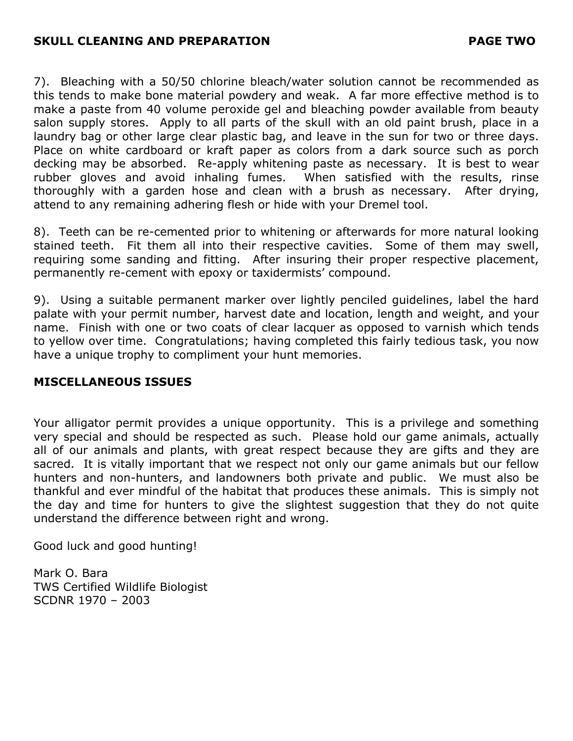7). Bleaching with a 50/50 chlorine bleach/water solution cannot be recommended as this tends to make bone material powdery and weak. A far more effective method is to make a paste from 40 volume peroxide gel and bleaching powder available from beauty salon supply stores. Apply to all parts of the skull with an old paint brush, place in a laundry bag or other large clear plastic bag, and leave in the sun for two or three days. Place on white cardboard or kraft paper as colors from a dark source such as porch decking may be absorbed. Re-apply whitening paste as necessary. It is best to wear rubber gloves and avoid inhaling fumes. When satisfied with the results, rinse thoroughly with a garden hose and clean with a brush as necessary. After drying, attend to any remaining adhering flesh or hide with your Dremel tool.

8). Teeth can be re-cemented prior to whitening or afterwards for more natural looking stained teeth. Fit them all into their respective cavities. Some of them may swell, requiring some sanding and fitting. After insuring their proper respective placement, permanently re-cement with epoxy or taxidermists' compound.

9). Using a suitable permanent marker over lightly penciled guidelines, label the hard palate with your permit number, harvest date and location, length and weight, and your name. Finish with one or two coats of clear lacquer as opposed to varnish which tends to yellow over time. Congratulations; having completed this fairly tedious task, you now have a unique trophy to compliment your hunt memories.

## MISCELLANEOUS ISSUES

Your alligator permit provides a unique opportunity. This is a privilege and something very special and should be respected as such. Please hold our game animals, actually all of our animals and plants, with great respect because they are gifts and they are sacred. It is vitally important that we respect not only our game animals but our fellow hunters and non-hunters, and landowners both private and public. We must also be thankful and ever mindful of the habitat that produces these animals. This is simply not the day and time for hunters to give the slightest suggestion that they do not quite understand the difference between right and wrong.

Good luck and good hunting!

Mark O. Bara
TWS Certified Wildlife Biologist
SCDNR 1970 – 2003